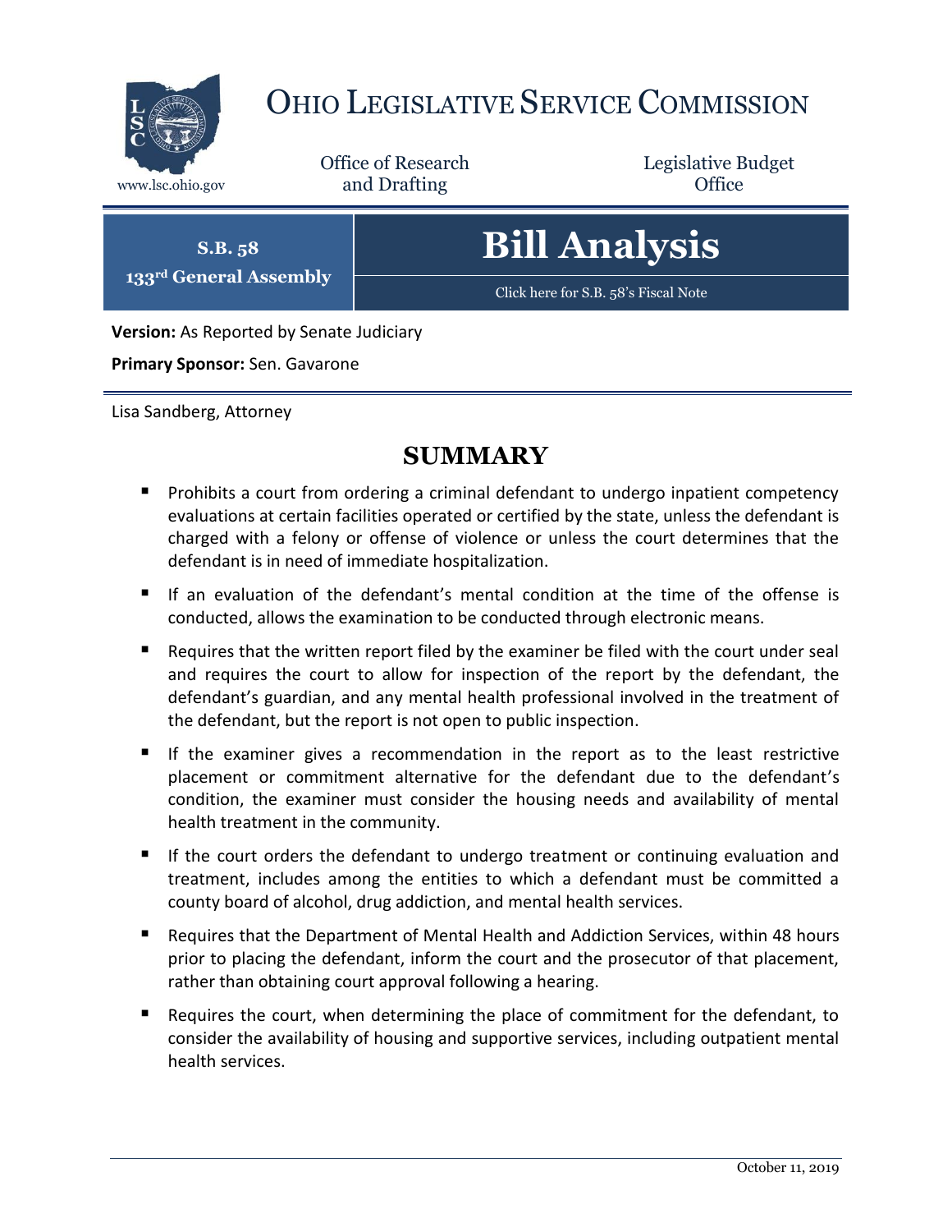# OHIO LEGISLATIVE SERVICE COMMISSION

www.lsc.ohio.gov

Office of Research and Drafting

Legislative Budget Office

**S.B. 58**
**133rd General Assembly**

# Bill Analysis

Click here for S.B. 58's Fiscal Note

**Version:** As Reported by Senate Judiciary

**Primary Sponsor:** Sen. Gavarone

Lisa Sandberg, Attorney

## SUMMARY

- Prohibits a court from ordering a criminal defendant to undergo inpatient competency evaluations at certain facilities operated or certified by the state, unless the defendant is charged with a felony or offense of violence or unless the court determines that the defendant is in need of immediate hospitalization.
- If an evaluation of the defendant's mental condition at the time of the offense is conducted, allows the examination to be conducted through electronic means.
- Requires that the written report filed by the examiner be filed with the court under seal and requires the court to allow for inspection of the report by the defendant, the defendant's guardian, and any mental health professional involved in the treatment of the defendant, but the report is not open to public inspection.
- If the examiner gives a recommendation in the report as to the least restrictive placement or commitment alternative for the defendant due to the defendant's condition, the examiner must consider the housing needs and availability of mental health treatment in the community.
- If the court orders the defendant to undergo treatment or continuing evaluation and treatment, includes among the entities to which a defendant must be committed a county board of alcohol, drug addiction, and mental health services.
- Requires that the Department of Mental Health and Addiction Services, within 48 hours prior to placing the defendant, inform the court and the prosecutor of that placement, rather than obtaining court approval following a hearing.
- Requires the court, when determining the place of commitment for the defendant, to consider the availability of housing and supportive services, including outpatient mental health services.

October 11, 2019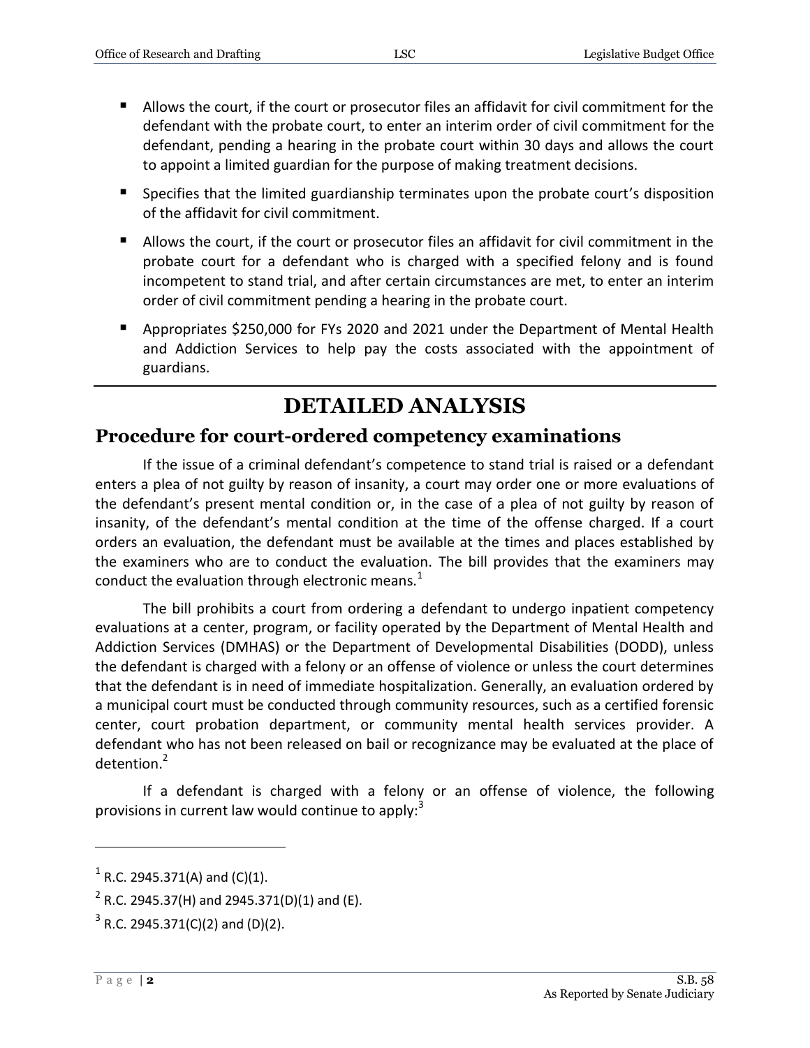- Allows the court, if the court or prosecutor files an affidavit for civil commitment for the defendant with the probate court, to enter an interim order of civil commitment for the defendant, pending a hearing in the probate court within 30 days and allows the court to appoint a limited guardian for the purpose of making treatment decisions.
- Specifies that the limited guardianship terminates upon the probate court's disposition of the affidavit for civil commitment.
- Allows the court, if the court or prosecutor files an affidavit for civil commitment in the probate court for a defendant who is charged with a specified felony and is found incompetent to stand trial, and after certain circumstances are met, to enter an interim order of civil commitment pending a hearing in the probate court.
- Appropriates $250,000 for FYs 2020 and 2021 under the Department of Mental Health and Addiction Services to help pay the costs associated with the appointment of guardians.

# DETAILED ANALYSIS

## Procedure for court-ordered competency examinations

If the issue of a criminal defendant's competence to stand trial is raised or a defendant enters a plea of not guilty by reason of insanity, a court may order one or more evaluations of the defendant's present mental condition or, in the case of a plea of not guilty by reason of insanity, of the defendant's mental condition at the time of the offense charged. If a court orders an evaluation, the defendant must be available at the times and places established by the examiners who are to conduct the evaluation. The bill provides that the examiners may conduct the evaluation through electronic means.[1]

The bill prohibits a court from ordering a defendant to undergo inpatient competency evaluations at a center, program, or facility operated by the Department of Mental Health and Addiction Services (DMHAS) or the Department of Developmental Disabilities (DODD), unless the defendant is charged with a felony or an offense of violence or unless the court determines that the defendant is in need of immediate hospitalization. Generally, an evaluation ordered by a municipal court must be conducted through community resources, such as a certified forensic center, court probation department, or community mental health services provider. A defendant who has not been released on bail or recognizance may be evaluated at the place of detention.[2]

If a defendant is charged with a felony or an offense of violence, the following provisions in current law would continue to apply:[3]

---

[1] R.C. 2945.371(A) and (C)(1).

[2] R.C. 2945.37(H) and 2945.371(D)(1) and (E).

[3] R.C. 2945.371(C)(2) and (D)(2).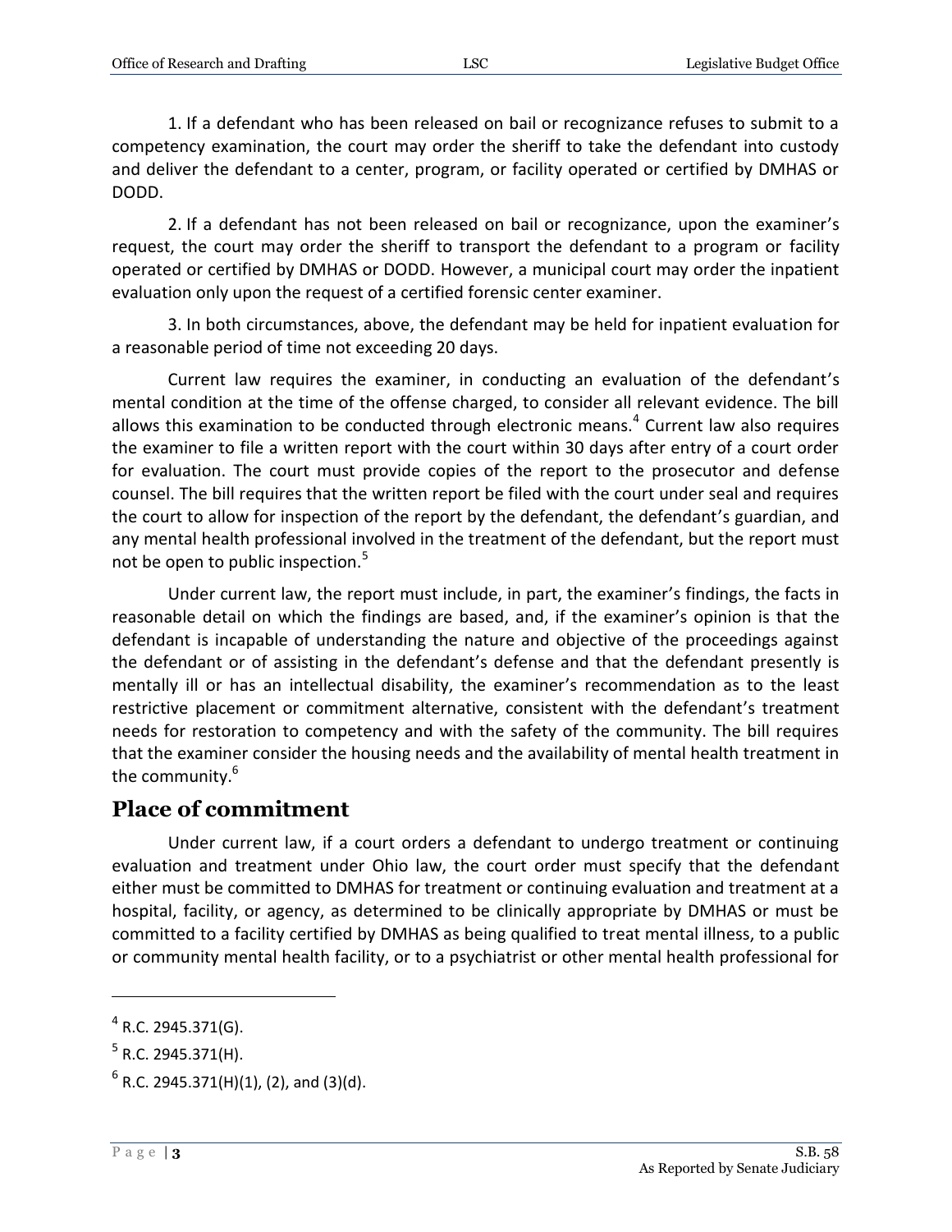1. If a defendant who has been released on bail or recognizance refuses to submit to a competency examination, the court may order the sheriff to take the defendant into custody and deliver the defendant to a center, program, or facility operated or certified by DMHAS or DODD.

2. If a defendant has not been released on bail or recognizance, upon the examiner's request, the court may order the sheriff to transport the defendant to a program or facility operated or certified by DMHAS or DODD. However, a municipal court may order the inpatient evaluation only upon the request of a certified forensic center examiner.

3. In both circumstances, above, the defendant may be held for inpatient evaluation for a reasonable period of time not exceeding 20 days.

Current law requires the examiner, in conducting an evaluation of the defendant's mental condition at the time of the offense charged, to consider all relevant evidence. The bill allows this examination to be conducted through electronic means.[4] Current law also requires the examiner to file a written report with the court within 30 days after entry of a court order for evaluation. The court must provide copies of the report to the prosecutor and defense counsel. The bill requires that the written report be filed with the court under seal and requires the court to allow for inspection of the report by the defendant, the defendant's guardian, and any mental health professional involved in the treatment of the defendant, but the report must not be open to public inspection.[5]

Under current law, the report must include, in part, the examiner's findings, the facts in reasonable detail on which the findings are based, and, if the examiner's opinion is that the defendant is incapable of understanding the nature and objective of the proceedings against the defendant or of assisting in the defendant's defense and that the defendant presently is mentally ill or has an intellectual disability, the examiner's recommendation as to the least restrictive placement or commitment alternative, consistent with the defendant's treatment needs for restoration to competency and with the safety of the community. The bill requires that the examiner consider the housing needs and the availability of mental health treatment in the community.[6]

## Place of commitment

Under current law, if a court orders a defendant to undergo treatment or continuing evaluation and treatment under Ohio law, the court order must specify that the defendant either must be committed to DMHAS for treatment or continuing evaluation and treatment at a hospital, facility, or agency, as determined to be clinically appropriate by DMHAS or must be committed to a facility certified by DMHAS as being qualified to treat mental illness, to a public or community mental health facility, or to a psychiatrist or other mental health professional for

---

[4] R.C. 2945.371(G).

[5] R.C. 2945.371(H).

[6] R.C. 2945.371(H)(1), (2), and (3)(d).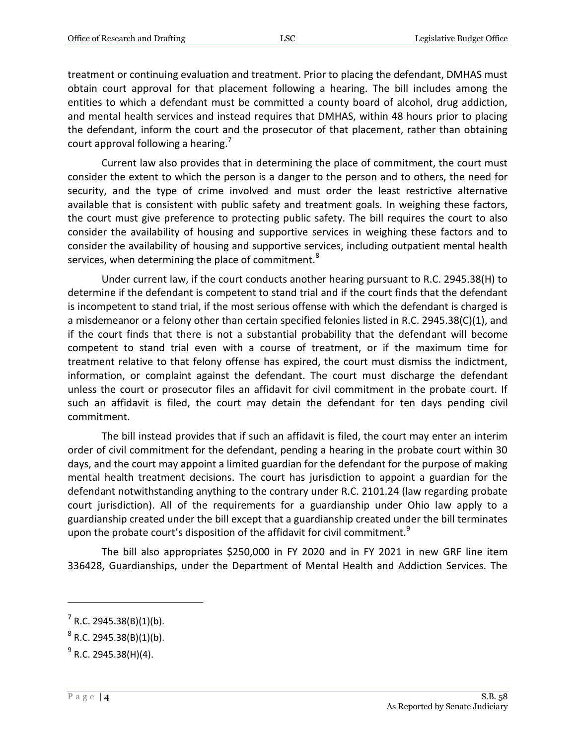treatment or continuing evaluation and treatment. Prior to placing the defendant, DMHAS must obtain court approval for that placement following a hearing. The bill includes among the entities to which a defendant must be committed a county board of alcohol, drug addiction, and mental health services and instead requires that DMHAS, within 48 hours prior to placing the defendant, inform the court and the prosecutor of that placement, rather than obtaining court approval following a hearing.[7]

Current law also provides that in determining the place of commitment, the court must consider the extent to which the person is a danger to the person and to others, the need for security, and the type of crime involved and must order the least restrictive alternative available that is consistent with public safety and treatment goals. In weighing these factors, the court must give preference to protecting public safety. The bill requires the court to also consider the availability of housing and supportive services in weighing these factors and to consider the availability of housing and supportive services, including outpatient mental health services, when determining the place of commitment.[8]

Under current law, if the court conducts another hearing pursuant to R.C. 2945.38(H) to determine if the defendant is competent to stand trial and if the court finds that the defendant is incompetent to stand trial, if the most serious offense with which the defendant is charged is a misdemeanor or a felony other than certain specified felonies listed in R.C. 2945.38(C)(1), and if the court finds that there is not a substantial probability that the defendant will become competent to stand trial even with a course of treatment, or if the maximum time for treatment relative to that felony offense has expired, the court must dismiss the indictment, information, or complaint against the defendant. The court must discharge the defendant unless the court or prosecutor files an affidavit for civil commitment in the probate court. If such an affidavit is filed, the court may detain the defendant for ten days pending civil commitment.

The bill instead provides that if such an affidavit is filed, the court may enter an interim order of civil commitment for the defendant, pending a hearing in the probate court within 30 days, and the court may appoint a limited guardian for the defendant for the purpose of making mental health treatment decisions. The court has jurisdiction to appoint a guardian for the defendant notwithstanding anything to the contrary under R.C. 2101.24 (law regarding probate court jurisdiction). All of the requirements for a guardianship under Ohio law apply to a guardianship created under the bill except that a guardianship created under the bill terminates upon the probate court's disposition of the affidavit for civil commitment.[9]

The bill also appropriates $250,000 in FY 2020 and in FY 2021 in new GRF line item 336428, Guardianships, under the Department of Mental Health and Addiction Services. The

---

[7] R.C. 2945.38(B)(1)(b).

[8] R.C. 2945.38(B)(1)(b).

[9] R.C. 2945.38(H)(4).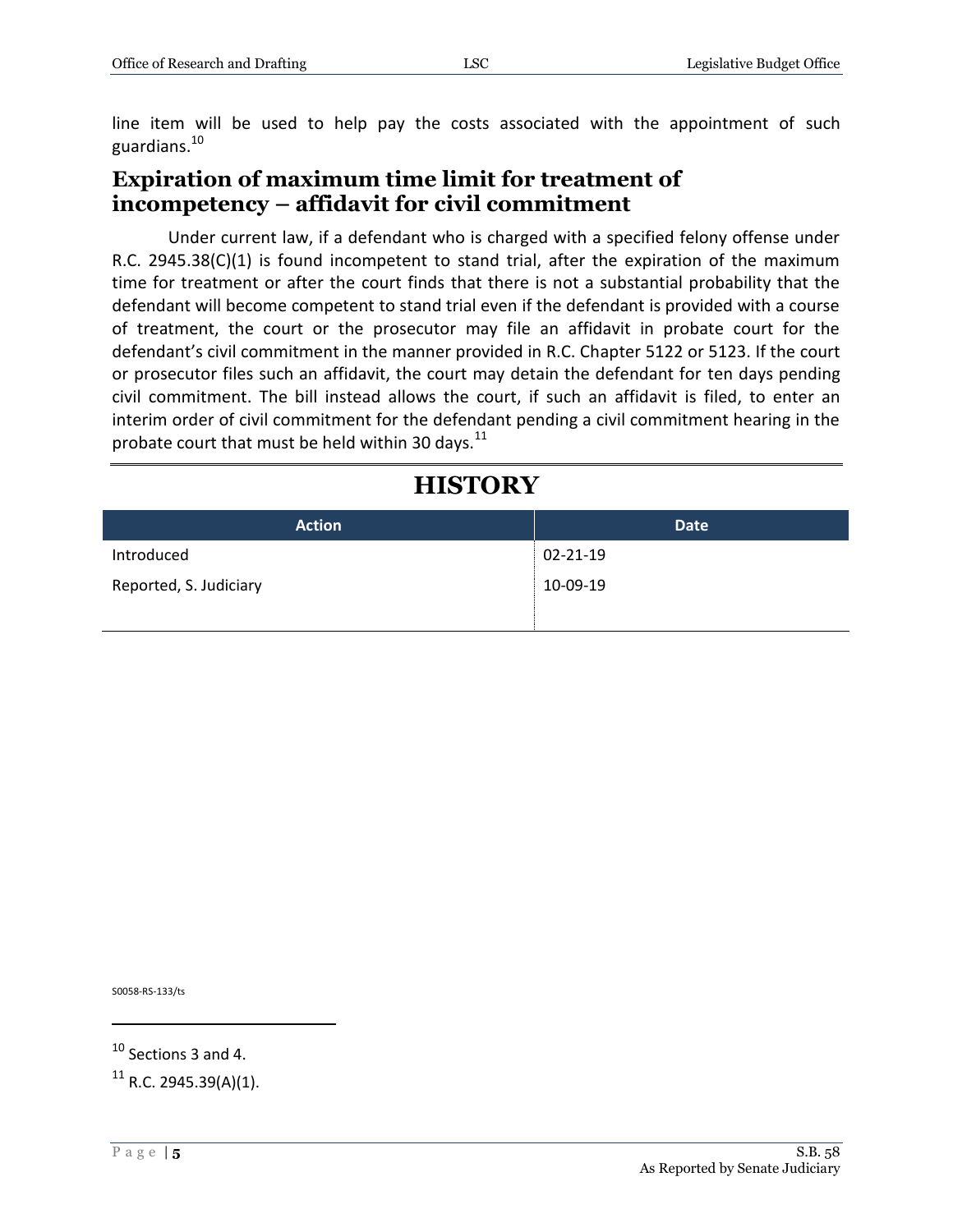line item will be used to help pay the costs associated with the appointment of such guardians.[10]

## Expiration of maximum time limit for treatment of incompetency – affidavit for civil commitment

Under current law, if a defendant who is charged with a specified felony offense under R.C. 2945.38(C)(1) is found incompetent to stand trial, after the expiration of the maximum time for treatment or after the court finds that there is not a substantial probability that the defendant will become competent to stand trial even if the defendant is provided with a course of treatment, the court or the prosecutor may file an affidavit in probate court for the defendant's civil commitment in the manner provided in R.C. Chapter 5122 or 5123. If the court or prosecutor files such an affidavit, the court may detain the defendant for ten days pending civil commitment. The bill instead allows the court, if such an affidavit is filed, to enter an interim order of civil commitment for the defendant pending a civil commitment hearing in the probate court that must be held within 30 days.[11]

# HISTORY

| Action | Date |
| --- | --- |
| Introduced | 02-21-19 |
| Reported, S. Judiciary | 10-09-19 |

S0058-RS-133/ts

[10] Sections 3 and 4.

[11] R.C. 2945.39(A)(1).